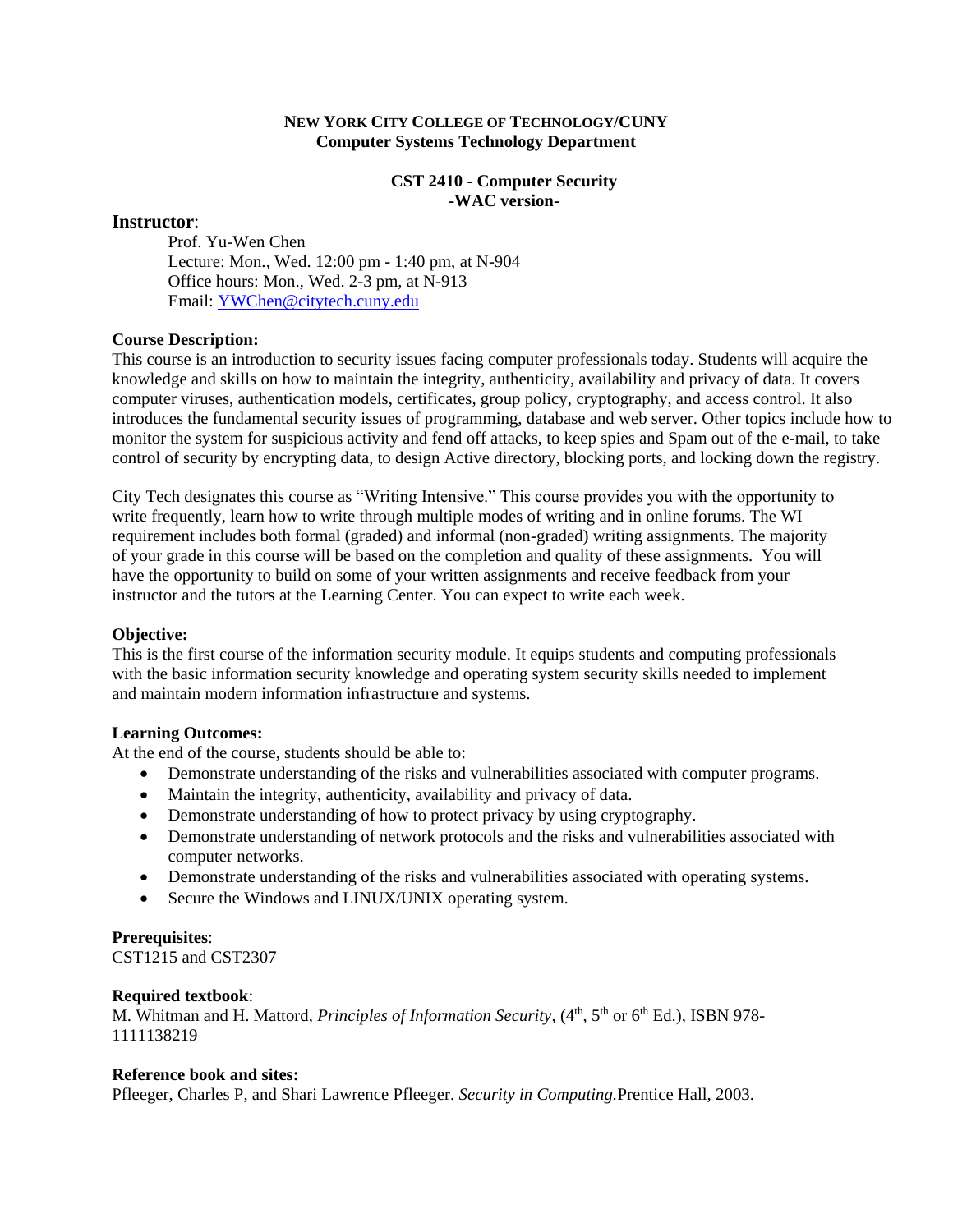**NEW YORK CITY COLLEGE OF TECHNOLOGY/CUNY**
**Computer Systems Technology Department**

**CST 2410 - Computer Security**
**-WAC version-**

## Instructor:

Prof. Yu-Wen Chen
Lecture: Mon., Wed. 12:00 pm - 1:40 pm, at N-904
Office hours: Mon., Wed. 2-3 pm, at N-913
Email: [YWChen@citytech.cuny.edu](mailto:YWChen@citytech.cuny.edu)

**Course Description:**
This course is an introduction to security issues facing computer professionals today. Students will acquire the knowledge and skills on how to maintain the integrity, authenticity, availability and privacy of data. It covers computer viruses, authentication models, certificates, group policy, cryptography, and access control. It also introduces the fundamental security issues of programming, database and web server. Other topics include how to monitor the system for suspicious activity and fend off attacks, to keep spies and Spam out of the e-mail, to take control of security by encrypting data, to design Active directory, blocking ports, and locking down the registry.

City Tech designates this course as "Writing Intensive." This course provides you with the opportunity to write frequently, learn how to write through multiple modes of writing and in online forums. The WI requirement includes both formal (graded) and informal (non-graded) writing assignments. The majority of your grade in this course will be based on the completion and quality of these assignments. You will have the opportunity to build on some of your written assignments and receive feedback from your instructor and the tutors at the Learning Center. You can expect to write each week.

**Objective:**
This is the first course of the information security module. It equips students and computing professionals with the basic information security knowledge and operating system security skills needed to implement and maintain modern information infrastructure and systems.

**Learning Outcomes:**
At the end of the course, students should be able to:

- Demonstrate understanding of the risks and vulnerabilities associated with computer programs.
- Maintain the integrity, authenticity, availability and privacy of data.
- Demonstrate understanding of how to protect privacy by using cryptography.
- Demonstrate understanding of network protocols and the risks and vulnerabilities associated with computer networks.
- Demonstrate understanding of the risks and vulnerabilities associated with operating systems.
- Secure the Windows and LINUX/UNIX operating system.

**Prerequisites**:
CST1215 and CST2307

**Required textbook**:
M. Whitman and H. Mattord, *Principles of Information Security*, (4th, 5th or 6th Ed.), ISBN 978-1111138219

**Reference book and sites:**
Pfleeger, Charles P, and Shari Lawrence Pfleeger. *Security in Computing.* Prentice Hall, 2003.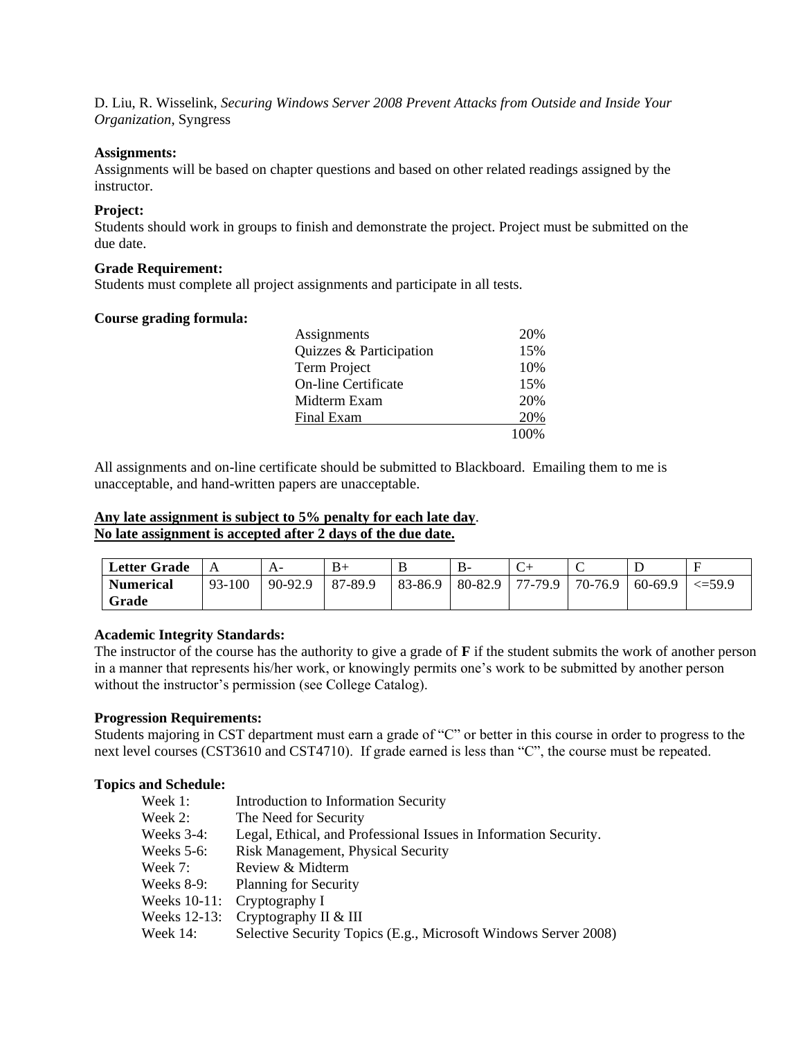D. Liu, R. Wisselink, *Securing Windows Server 2008 Prevent Attacks from Outside and Inside Your Organization*, Syngress

**Assignments:**
Assignments will be based on chapter questions and based on other related readings assigned by the instructor.

**Project:**
Students should work in groups to finish and demonstrate the project. Project must be submitted on the due date.

**Grade Requirement:**
Students must complete all project assignments and participate in all tests.

**Course grading formula:**

| | |
|---|---|
| Assignments | 20% |
| Quizzes & Participation | 15% |
| Term Project | 10% |
| On-line Certificate | 15% |
| Midterm Exam | 20% |
| Final Exam | 20% |
| | 100% |

All assignments and on-line certificate should be submitted to Blackboard. Emailing them to me is unacceptable, and hand-written papers are unacceptable.

**Any late assignment is subject to 5% penalty for each late day.**
**No late assignment is accepted after 2 days of the due date.**

| Letter Grade | A | A- | B+ | B | B- | C+ | C | D | F |
|---|---|---|---|---|---|---|---|---|---|
| Numerical Grade | 93-100 | 90-92.9 | 87-89.9 | 83-86.9 | 80-82.9 | 77-79.9 | 70-76.9 | 60-69.9 | <=59.9 |

**Academic Integrity Standards:**
The instructor of the course has the authority to give a grade of **F** if the student submits the work of another person in a manner that represents his/her work, or knowingly permits one's work to be submitted by another person without the instructor's permission (see College Catalog).

**Progression Requirements:**
Students majoring in CST department must earn a grade of "C" or better in this course in order to progress to the next level courses (CST3610 and CST4710). If grade earned is less than "C", the course must be repeated.

**Topics and Schedule:**

- Week 1: Introduction to Information Security
- Week 2: The Need for Security
- Weeks 3-4: Legal, Ethical, and Professional Issues in Information Security.
- Weeks 5-6: Risk Management, Physical Security
- Week 7: Review & Midterm
- Weeks 8-9: Planning for Security
- Weeks 10-11: Cryptography I
- Weeks 12-13: Cryptography II & III
- Week 14: Selective Security Topics (E.g., Microsoft Windows Server 2008)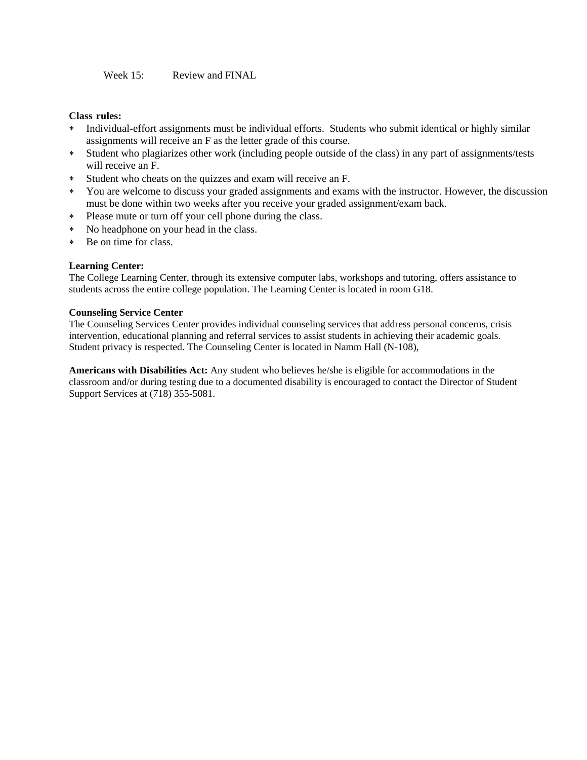Week 15: Review and FINAL

**Class rules:**

* Individual-effort assignments must be individual efforts.  Students who submit identical or highly similar assignments will receive an F as the letter grade of this course.
* Student who plagiarizes other work (including people outside of the class) in any part of assignments/tests will receive an F.
* Student who cheats on the quizzes and exam will receive an F.
* You are welcome to discuss your graded assignments and exams with the instructor. However, the discussion must be done within two weeks after you receive your graded assignment/exam back.
* Please mute or turn off your cell phone during the class.
* No headphone on your head in the class.
* Be on time for class.

**Learning Center:**
The College Learning Center, through its extensive computer labs, workshops and tutoring, offers assistance to students across the entire college population. The Learning Center is located in room G18.

**Counseling Service Center**
The Counseling Services Center provides individual counseling services that address personal concerns, crisis intervention, educational planning and referral services to assist students in achieving their academic goals. Student privacy is respected. The Counseling Center is located in Namm Hall (N-108),

**Americans with Disabilities Act:** Any student who believes he/she is eligible for accommodations in the classroom and/or during testing due to a documented disability is encouraged to contact the Director of Student Support Services at (718) 355-5081.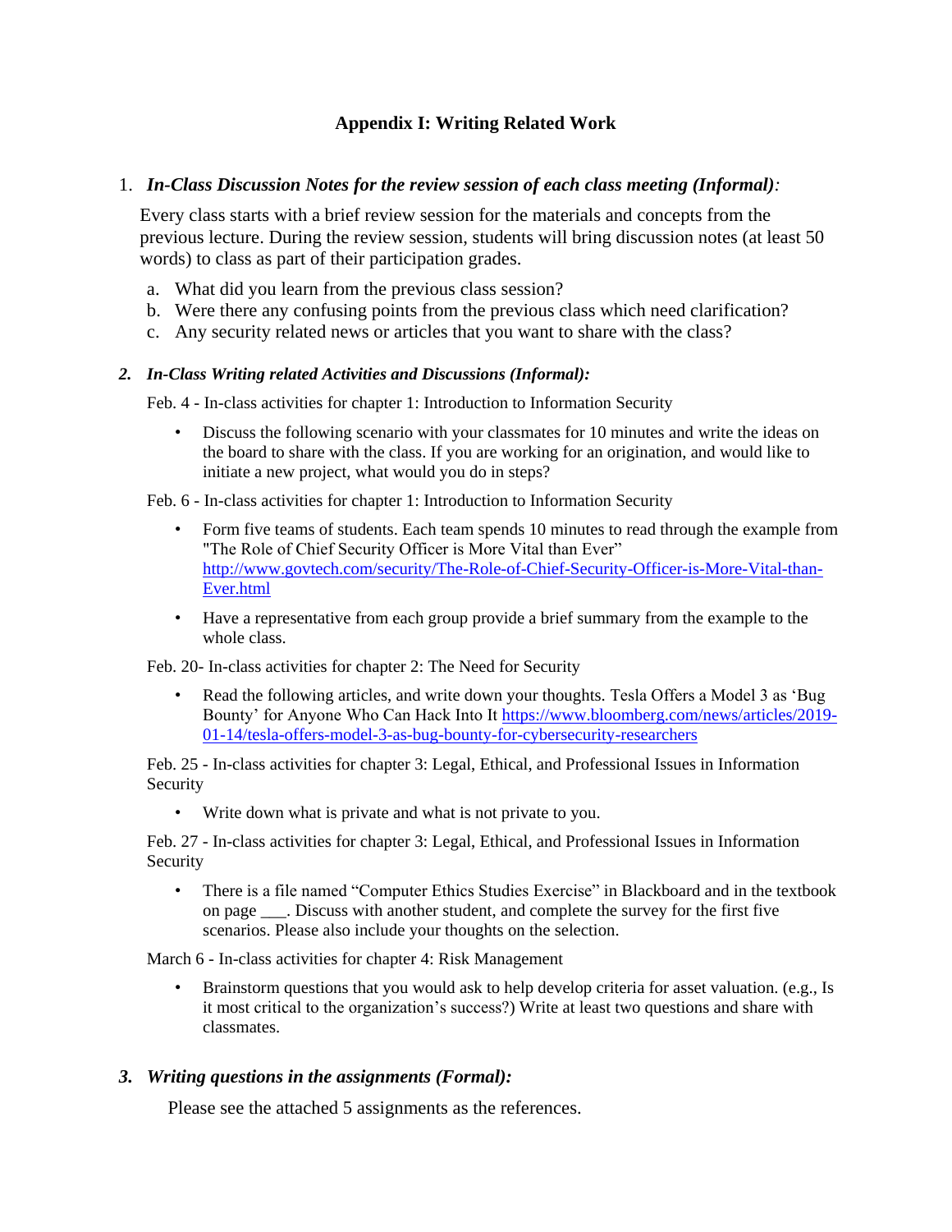# Appendix I: Writing Related Work

1. ***In-Class Discussion Notes for the review session of each class meeting (Informal)*:**

   Every class starts with a brief review session for the materials and concepts from the previous lecture. During the review session, students will bring discussion notes (at least 50 words) to class as part of their participation grades.

   a. What did you learn from the previous class session?
   b. Were there any confusing points from the previous class which need clarification?
   c. Any security related news or articles that you want to share with the class?

2. ***In-Class Writing related Activities and Discussions (Informal):***

   Feb. 4 - In-class activities for chapter 1: Introduction to Information Security

   - Discuss the following scenario with your classmates for 10 minutes and write the ideas on the board to share with the class. If you are working for an origination, and would like to initiate a new project, what would you do in steps?

   Feb. 6 - In-class activities for chapter 1: Introduction to Information Security

   - Form five teams of students. Each team spends 10 minutes to read through the example from "The Role of Chief Security Officer is More Vital than Ever" [http://www.govtech.com/security/The-Role-of-Chief-Security-Officer-is-More-Vital-than-Ever.html](http://www.govtech.com/security/The-Role-of-Chief-Security-Officer-is-More-Vital-than-Ever.html)
   - Have a representative from each group provide a brief summary from the example to the whole class.

   Feb. 20- In-class activities for chapter 2: The Need for Security

   - Read the following articles, and write down your thoughts. Tesla Offers a Model 3 as 'Bug Bounty' for Anyone Who Can Hack Into It [https://www.bloomberg.com/news/articles/2019-01-14/tesla-offers-model-3-as-bug-bounty-for-cybersecurity-researchers](https://www.bloomberg.com/news/articles/2019-01-14/tesla-offers-model-3-as-bug-bounty-for-cybersecurity-researchers)

   Feb. 25 - In-class activities for chapter 3: Legal, Ethical, and Professional Issues in Information Security

   - Write down what is private and what is not private to you.

   Feb. 27 - In-class activities for chapter 3: Legal, Ethical, and Professional Issues in Information Security

   - There is a file named "Computer Ethics Studies Exercise" in Blackboard and in the textbook on page ___. Discuss with another student, and complete the survey for the first five scenarios. Please also include your thoughts on the selection.

   March 6 - In-class activities for chapter 4: Risk Management

   - Brainstorm questions that you would ask to help develop criteria for asset valuation. (e.g., Is it most critical to the organization's success?) Write at least two questions and share with classmates.

3. ***Writing questions in the assignments (Formal):***

   Please see the attached 5 assignments as the references.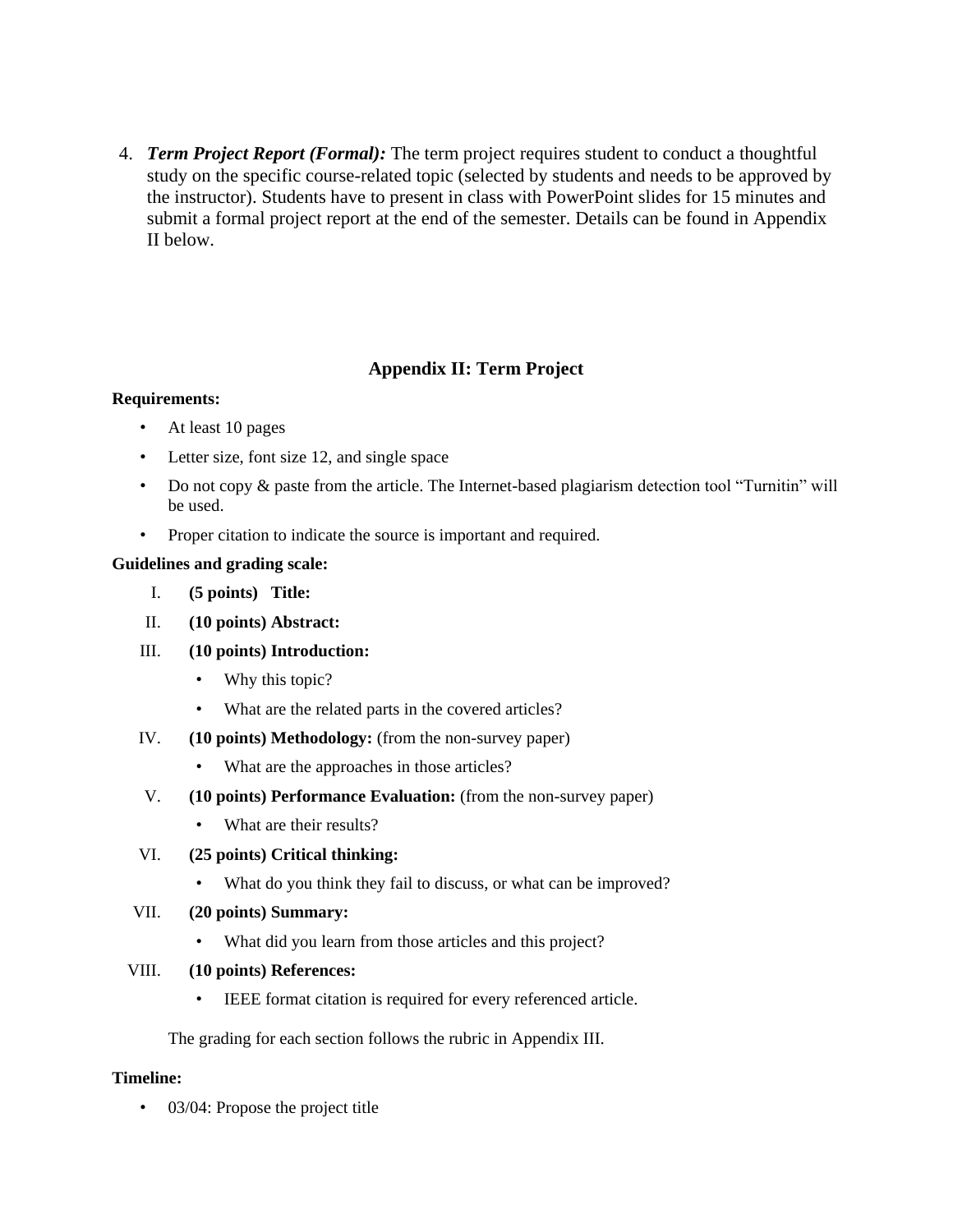4. ***Term Project Report (Formal):*** The term project requires student to conduct a thoughtful study on the specific course-related topic (selected by students and needs to be approved by the instructor). Students have to present in class with PowerPoint slides for 15 minutes and submit a formal project report at the end of the semester. Details can be found in Appendix II below.

## Appendix II: Term Project

**Requirements:**

- At least 10 pages
- Letter size, font size 12, and single space
- Do not copy & paste from the article. The Internet-based plagiarism detection tool "Turnitin" will be used.
- Proper citation to indicate the source is important and required.

**Guidelines and grading scale:**

I. **(5 points) Title:**

II. **(10 points) Abstract:**

III. **(10 points) Introduction:**
   - Why this topic?
   - What are the related parts in the covered articles?

IV. **(10 points) Methodology:** (from the non-survey paper)
   - What are the approaches in those articles?

V. **(10 points) Performance Evaluation:** (from the non-survey paper)
   - What are their results?

VI. **(25 points) Critical thinking:**
   - What do you think they fail to discuss, or what can be improved?

VII. **(20 points) Summary:**
   - What did you learn from those articles and this project?

VIII. **(10 points) References:**
   - IEEE format citation is required for every referenced article.

The grading for each section follows the rubric in Appendix III.

**Timeline:**

- 03/04: Propose the project title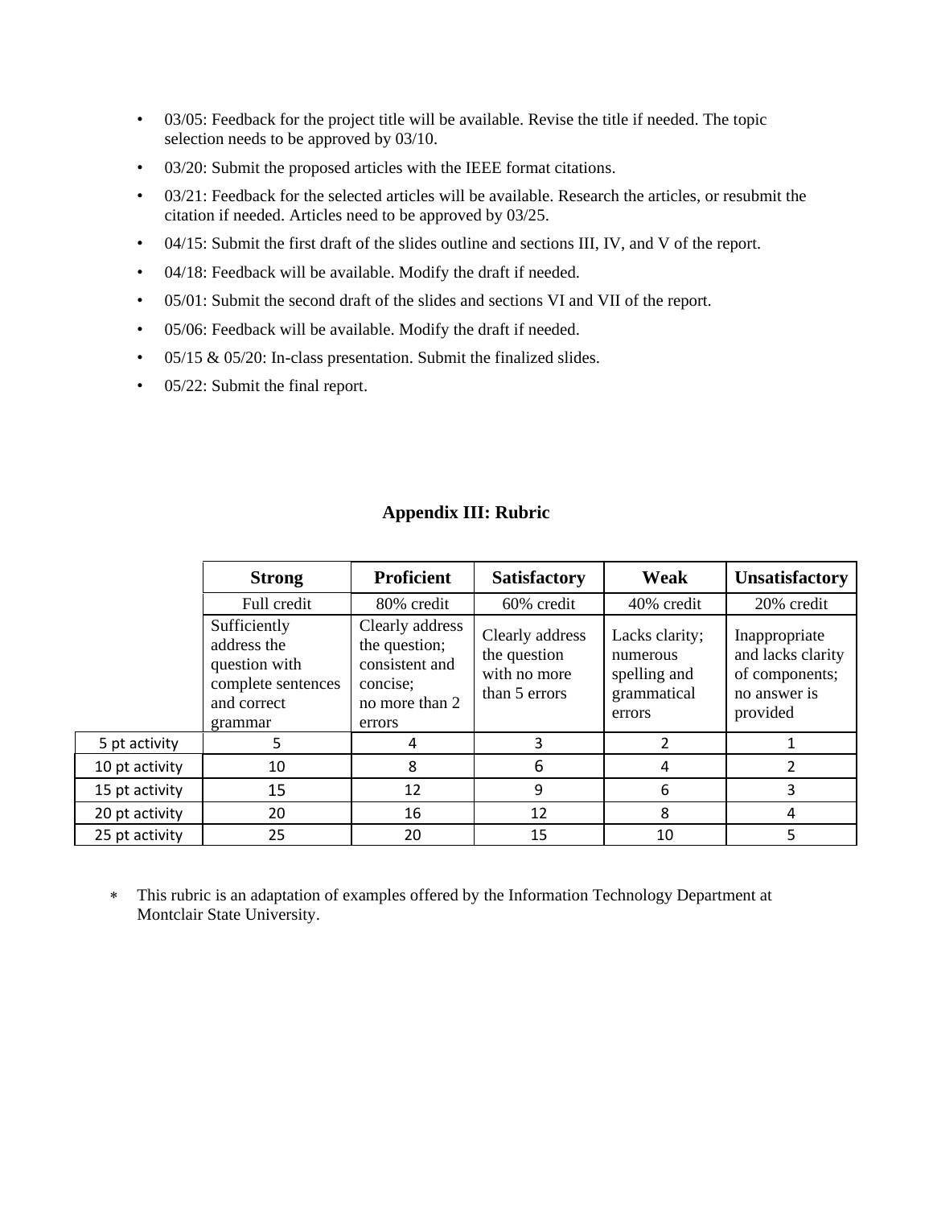- 03/05: Feedback for the project title will be available. Revise the title if needed. The topic selection needs to be approved by 03/10.
- 03/20: Submit the proposed articles with the IEEE format citations.
- 03/21: Feedback for the selected articles will be available. Research the articles, or resubmit the citation if needed. Articles need to be approved by 03/25.
- 04/15: Submit the first draft of the slides outline and sections III, IV, and V of the report.
- 04/18: Feedback will be available. Modify the draft if needed.
- 05/01: Submit the second draft of the slides and sections VI and VII of the report.
- 05/06: Feedback will be available. Modify the draft if needed.
- 05/15 & 05/20: In-class presentation. Submit the finalized slides.
- 05/22: Submit the final report.

## Appendix III: Rubric

| | **Strong** | **Proficient** | **Satisfactory** | **Weak** | **Unsatisfactory** |
|---|---|---|---|---|---|
| | Full credit | 80% credit | 60% credit | 40% credit | 20% credit |
| | Sufficiently address the question with complete sentences and correct grammar | Clearly address the question; consistent and concise; no more than 2 errors | Clearly address the question with no more than 5 errors | Lacks clarity; numerous spelling and grammatical errors | Inappropriate and lacks clarity of components; no answer is provided |
| 5 pt activity | 5 | 4 | 3 | 2 | 1 |
| 10 pt activity | 10 | 8 | 6 | 4 | 2 |
| 15 pt activity | 15 | 12 | 9 | 6 | 3 |
| 20 pt activity | 20 | 16 | 12 | 8 | 4 |
| 25 pt activity | 25 | 20 | 15 | 10 | 5 |

- ∗ This rubric is an adaptation of examples offered by the Information Technology Department at Montclair State University.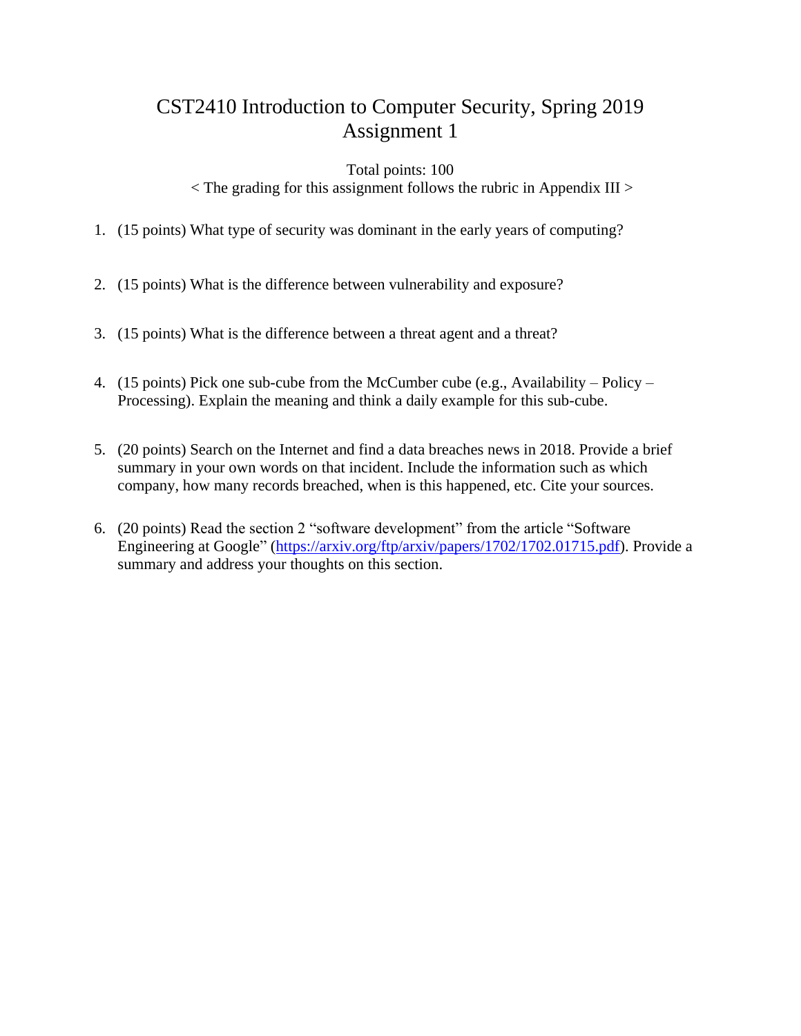# CST2410 Introduction to Computer Security, Spring 2019
# Assignment 1

Total points: 100

< The grading for this assignment follows the rubric in Appendix III >

1. (15 points) What type of security was dominant in the early years of computing?

2. (15 points) What is the difference between vulnerability and exposure?

3. (15 points) What is the difference between a threat agent and a threat?

4. (15 points) Pick one sub-cube from the McCumber cube (e.g., Availability – Policy – Processing). Explain the meaning and think a daily example for this sub-cube.

5. (20 points) Search on the Internet and find a data breaches news in 2018. Provide a brief summary in your own words on that incident. Include the information such as which company, how many records breached, when is this happened, etc. Cite your sources.

6. (20 points) Read the section 2 "software development" from the article "Software Engineering at Google" (https://arxiv.org/ftp/arxiv/papers/1702/1702.01715.pdf). Provide a summary and address your thoughts on this section.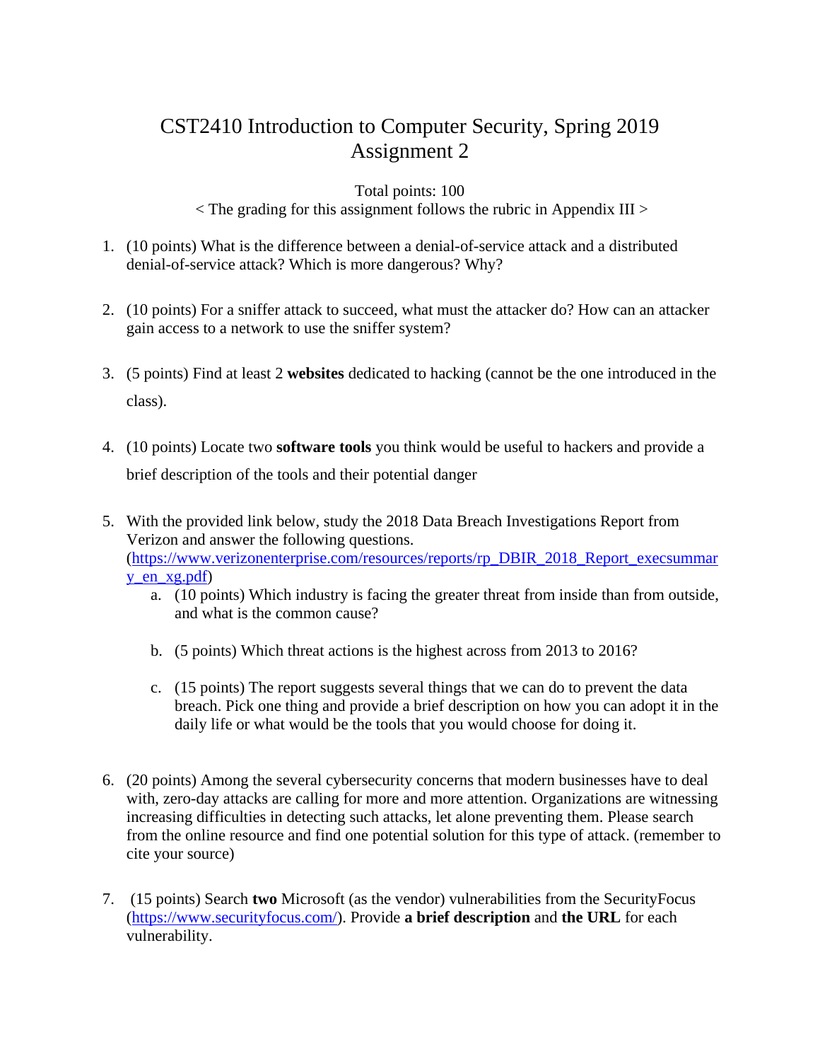# CST2410 Introduction to Computer Security, Spring 2019
# Assignment 2

Total points: 100

< The grading for this assignment follows the rubric in Appendix III >

1. (10 points) What is the difference between a denial-of-service attack and a distributed denial-of-service attack? Which is more dangerous? Why?

2. (10 points) For a sniffer attack to succeed, what must the attacker do? How can an attacker gain access to a network to use the sniffer system?

3. (5 points) Find at least 2 **websites** dedicated to hacking (cannot be the one introduced in the class).

4. (10 points) Locate two **software tools** you think would be useful to hackers and provide a brief description of the tools and their potential danger

5. With the provided link below, study the 2018 Data Breach Investigations Report from Verizon and answer the following questions. (https://www.verizonenterprise.com/resources/reports/rp_DBIR_2018_Report_execsummary_en_xg.pdf)
   a. (10 points) Which industry is facing the greater threat from inside than from outside, and what is the common cause?
   b. (5 points) Which threat actions is the highest across from 2013 to 2016?
   c. (15 points) The report suggests several things that we can do to prevent the data breach. Pick one thing and provide a brief description on how you can adopt it in the daily life or what would be the tools that you would choose for doing it.

6. (20 points) Among the several cybersecurity concerns that modern businesses have to deal with, zero-day attacks are calling for more and more attention. Organizations are witnessing increasing difficulties in detecting such attacks, let alone preventing them. Please search from the online resource and find one potential solution for this type of attack. (remember to cite your source)

7. (15 points) Search **two** Microsoft (as the vendor) vulnerabilities from the SecurityFocus (https://www.securityfocus.com/). Provide **a brief description** and **the URL** for each vulnerability.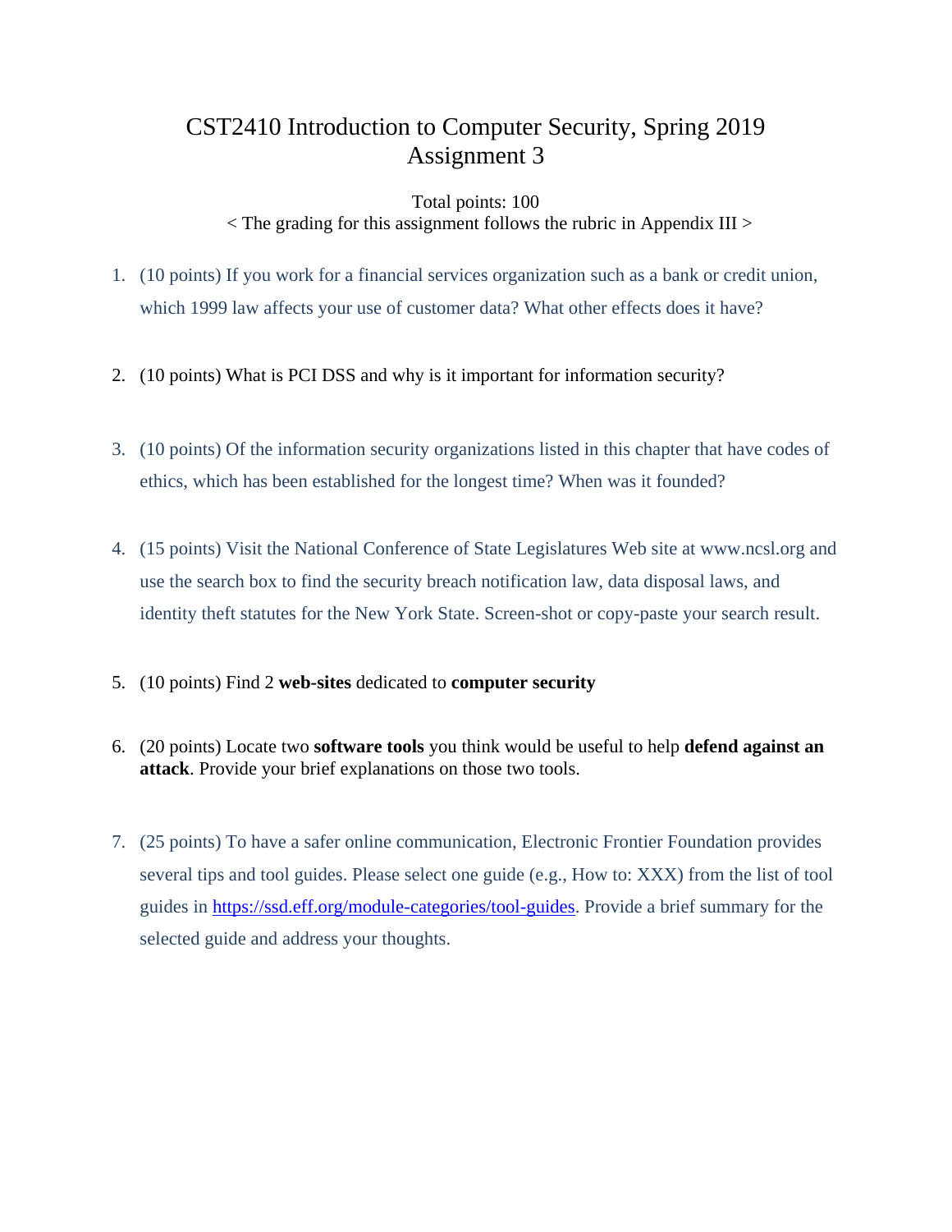# CST2410 Introduction to Computer Security, Spring 2019
# Assignment 3

Total points: 100

< The grading for this assignment follows the rubric in Appendix III >

1. (10 points) If you work for a financial services organization such as a bank or credit union, which 1999 law affects your use of customer data? What other effects does it have?

2. (10 points) What is PCI DSS and why is it important for information security?

3. (10 points) Of the information security organizations listed in this chapter that have codes of ethics, which has been established for the longest time? When was it founded?

4. (15 points) Visit the National Conference of State Legislatures Web site at www.ncsl.org and use the search box to find the security breach notification law, data disposal laws, and identity theft statutes for the New York State. Screen-shot or copy-paste your search result.

5. (10 points) Find 2 **web-sites** dedicated to **computer security**

6. (20 points) Locate two **software tools** you think would be useful to help **defend against an attack**. Provide your brief explanations on those two tools.

7. (25 points) To have a safer online communication, Electronic Frontier Foundation provides several tips and tool guides. Please select one guide (e.g., How to: XXX) from the list of tool guides in [https://ssd.eff.org/module-categories/tool-guides](https://ssd.eff.org/module-categories/tool-guides). Provide a brief summary for the selected guide and address your thoughts.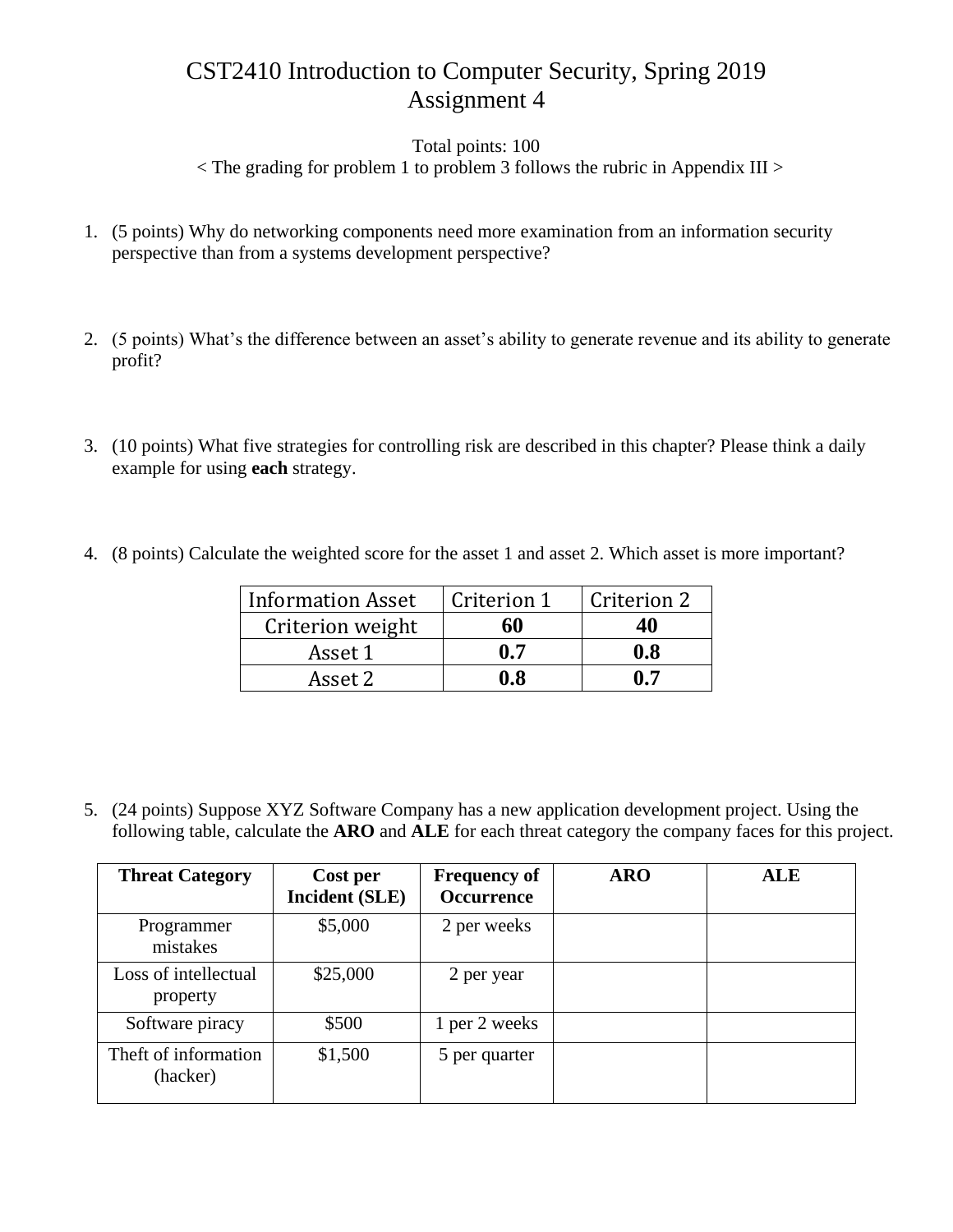# CST2410 Introduction to Computer Security, Spring 2019
## Assignment 4

Total points: 100

< The grading for problem 1 to problem 3 follows the rubric in Appendix III >

1. (5 points) Why do networking components need more examination from an information security perspective than from a systems development perspective?

2. (5 points) What's the difference between an asset's ability to generate revenue and its ability to generate profit?

3. (10 points) What five strategies for controlling risk are described in this chapter? Please think a daily example for using **each** strategy.

4. (8 points) Calculate the weighted score for the asset 1 and asset 2. Which asset is more important?

| Information Asset | Criterion 1 | Criterion 2 |
|---|---|---|
| Criterion weight | **60** | **40** |
| Asset 1 | **0.7** | **0.8** |
| Asset 2 | **0.8** | **0.7** |

5. (24 points) Suppose XYZ Software Company has a new application development project. Using the following table, calculate the **ARO** and **ALE** for each threat category the company faces for this project.

| Threat Category | Cost per Incident (SLE) | Frequency of Occurrence | ARO | ALE |
|---|---|---|---|---|
| Programmer mistakes | $5,000 | 2 per weeks | | |
| Loss of intellectual property | $25,000 | 2 per year | | |
| Software piracy | $500 | 1 per 2 weeks | | |
| Theft of information (hacker) | $1,500 | 5 per quarter | | |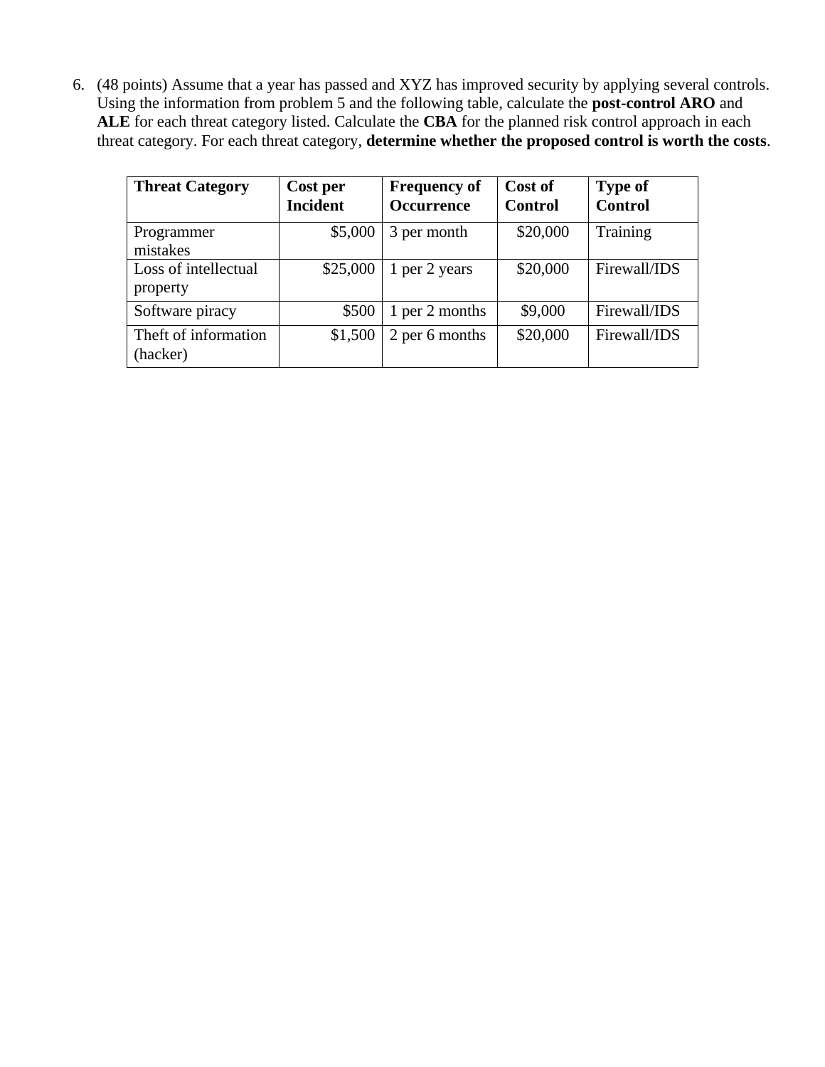6. (48 points) Assume that a year has passed and XYZ has improved security by applying several controls. Using the information from problem 5 and the following table, calculate the **post-control ARO** and **ALE** for each threat category listed. Calculate the **CBA** for the planned risk control approach in each threat category. For each threat category, **determine whether the proposed control is worth the costs**.

| Threat Category | Cost per Incident | Frequency of Occurrence | Cost of Control | Type of Control |
| --- | --- | --- | --- | --- |
| Programmer mistakes | $5,000 | 3 per month | $20,000 | Training |
| Loss of intellectual property | $25,000 | 1 per 2 years | $20,000 | Firewall/IDS |
| Software piracy | $500 | 1 per 2 months | $9,000 | Firewall/IDS |
| Theft of information (hacker) | $1,500 | 2 per 6 months | $20,000 | Firewall/IDS |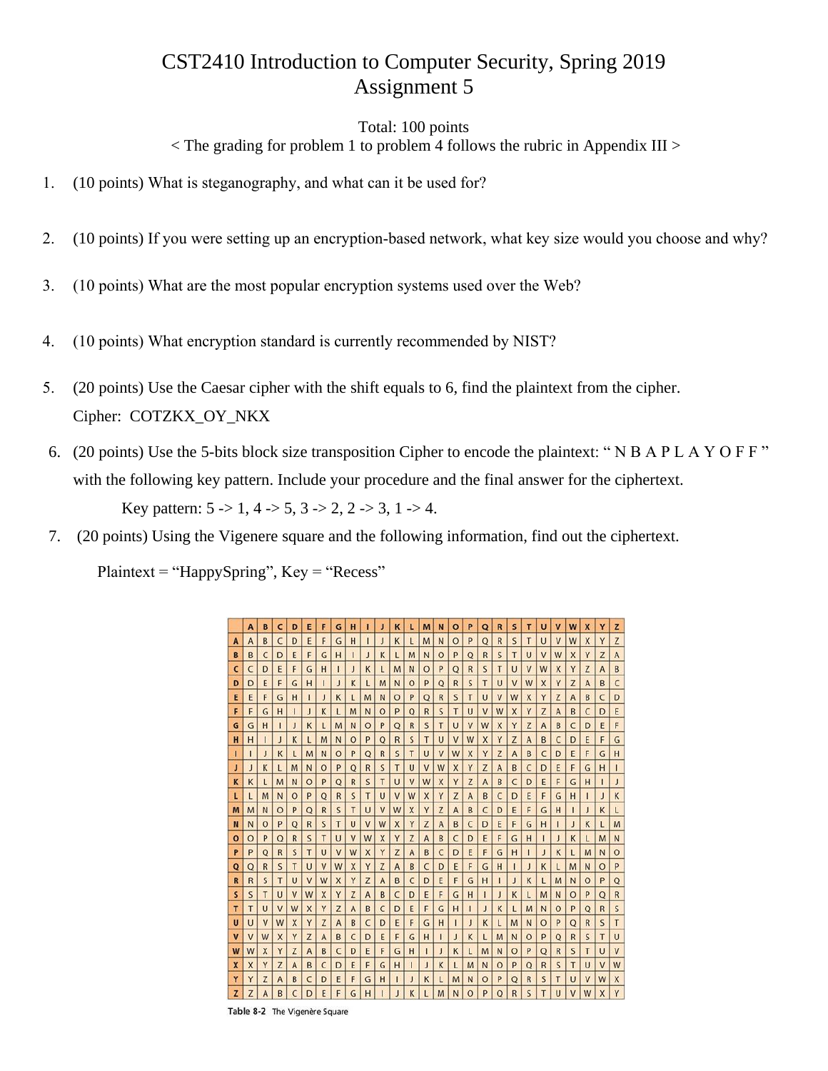# CST2410 Introduction to Computer Security, Spring 2019
# Assignment 5

Total: 100 points
< The grading for problem 1 to problem 4 follows the rubric in Appendix III >

1. (10 points) What is steganography, and what can it be used for?

2. (10 points) If you were setting up an encryption-based network, what key size would you choose and why?

3. (10 points) What are the most popular encryption systems used over the Web?

4. (10 points) What encryption standard is currently recommended by NIST?

5. (20 points) Use the Caesar cipher with the shift equals to 6, find the plaintext from the cipher.
   Cipher: COTZKX_OY_NKX

6. (20 points) Use the 5-bits block size transposition Cipher to encode the plaintext: " N B A P L A Y O F F " with the following key pattern. Include your procedure and the final answer for the ciphertext.

   Key pattern: 5 -> 1, 4 -> 5, 3 -> 2, 2 -> 3, 1 -> 4.

7. (20 points) Using the Vigenere square and the following information, find out the ciphertext.

   Plaintext = "HappySpring", Key = "Recess"

| | A | B | C | D | E | F | G | H | I | J | K | L | M | N | O | P | Q | R | S | T | U | V | W | X | Y | Z |
|---|---|---|---|---|---|---|---|---|---|---|---|---|---|---|---|---|---|---|---|---|---|---|---|---|---|---|
| **A** | A | B | C | D | E | F | G | H | I | J | K | L | M | N | O | P | Q | R | S | T | U | V | W | X | Y | Z |
| **B** | B | C | D | E | F | G | H | I | J | K | L | M | N | O | P | Q | R | S | T | U | V | W | X | Y | Z | A |
| **C** | C | D | E | F | G | H | I | J | K | L | M | N | O | P | Q | R | S | T | U | V | W | X | Y | Z | A | B |
| **D** | D | E | F | G | H | I | J | K | L | M | N | O | P | Q | R | S | T | U | V | W | X | Y | Z | A | B | C |
| **E** | E | F | G | H | I | J | K | L | M | N | O | P | Q | R | S | T | U | V | W | X | Y | Z | A | B | C | D |
| **F** | F | G | H | I | J | K | L | M | N | O | P | Q | R | S | T | U | V | W | X | Y | Z | A | B | C | D | E |
| **G** | G | H | I | J | K | L | M | N | O | P | Q | R | S | T | U | V | W | X | Y | Z | A | B | C | D | E | F |
| **H** | H | I | J | K | L | M | N | O | P | Q | R | S | T | U | V | W | X | Y | Z | A | B | C | D | E | F | G |
| **I** | I | J | K | L | M | N | O | P | Q | R | S | T | U | V | W | X | Y | Z | A | B | C | D | E | F | G | H |
| **J** | J | K | L | M | N | O | P | Q | R | S | T | U | V | W | X | Y | Z | A | B | C | D | E | F | G | H | I |
| **K** | K | L | M | N | O | P | Q | R | S | T | U | V | W | X | Y | Z | A | B | C | D | E | F | G | H | I | J |
| **L** | L | M | N | O | P | Q | R | S | T | U | V | W | X | Y | Z | A | B | C | D | E | F | G | H | I | J | K |
| **M** | M | N | O | P | Q | R | S | T | U | V | W | X | Y | Z | A | B | C | D | E | F | G | H | I | J | K | L |
| **N** | N | O | P | Q | R | S | T | U | V | W | X | Y | Z | A | B | C | D | E | F | G | H | I | J | K | L | M |
| **O** | O | P | Q | R | S | T | U | V | W | X | Y | Z | A | B | C | D | E | F | G | H | I | J | K | L | M | N |
| **P** | P | Q | R | S | T | U | V | W | X | Y | Z | A | B | C | D | E | F | G | H | I | J | K | L | M | N | O |
| **Q** | Q | R | S | T | U | V | W | X | Y | Z | A | B | C | D | E | F | G | H | I | J | K | L | M | N | O | P |
| **R** | R | S | T | U | V | W | X | Y | Z | A | B | C | D | E | F | G | H | I | J | K | L | M | N | O | P | Q |
| **S** | S | T | U | V | W | X | Y | Z | A | B | C | D | E | F | G | H | I | J | K | L | M | N | O | P | Q | R |
| **T** | T | U | V | W | X | Y | Z | A | B | C | D | E | F | G | H | I | J | K | L | M | N | O | P | Q | R | S |
| **U** | U | V | W | X | Y | Z | A | B | C | D | E | F | G | H | I | J | K | L | M | N | O | P | Q | R | S | T |
| **V** | V | W | X | Y | Z | A | B | C | D | E | F | G | H | I | J | K | L | M | N | O | P | Q | R | S | T | U |
| **W** | W | X | Y | Z | A | B | C | D | E | F | G | H | I | J | K | L | M | N | O | P | Q | R | S | T | U | V |
| **X** | X | Y | Z | A | B | C | D | E | F | G | H | I | J | K | L | M | N | O | P | Q | R | S | T | U | V | W |
| **Y** | Y | Z | A | B | C | D | E | F | G | H | I | J | K | L | M | N | O | P | Q | R | S | T | U | V | W | X |
| **Z** | Z | A | B | C | D | E | F | G | H | I | J | K | L | M | N | O | P | Q | R | S | T | U | V | W | X | Y |

**Table 8-2** The Vigenère Square